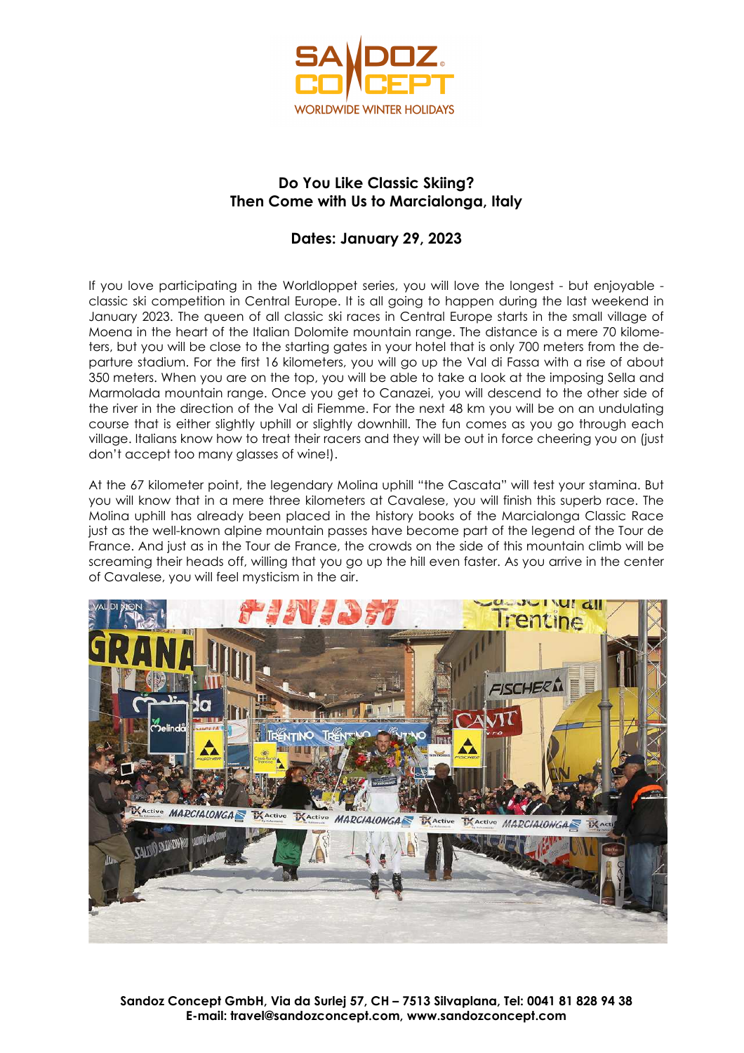# Do You Like Classic Skiing? Then Come with Us to Marcialonga, Italy

## Dates: January 29, 2023

If you love participating in the Worldloppet series, you will love the longest - but enjoyable - classic ski competition in Central Europe. It is all going to happen during the last weekend in January 2023. The queen of all classic ski races in Central Europe starts in the small village of Moena in the heart of the Italian Dolomite mountain range. The distance is a mere 70 kilometers, but you will be close to the starting gates in your hotel that is only 700 meters from the departure stadium. For the first 16 kilometers, you will go up the Val di Fassa with a rise of about 350 meters. When you are on the top, you will be able to take a look at the imposing Sella and Marmolada mountain range. Once you get to Canazei, you will descend to the other side of the river in the direction of the Val di Fiemme. For the next 48 km you will be on an undulating course that is either slightly uphill or slightly downhill. The fun comes as you go through each village. Italians know how to treat their racers and they will be out in force cheering you on (just don't accept too many glasses of wine!).

At the 67 kilometer point, the legendary Molina uphill "the Cascata" will test your stamina. But you will know that in a mere three kilometers at Cavalese, you will finish this superb race. The Molina uphill has already been placed in the history books of the Marcialonga Classic Race just as the well-known alpine mountain passes have become part of the legend of the Tour de France. And just as in the Tour de France, the crowds on the side of this mountain climb will be screaming their heads off, willing that you go up the hill even faster. As you arrive in the center of Cavalese, you will feel mysticism in the air.

**Sandoz Concept GmbH, Via da Surlej 57, CH – 7513 Silvaplana, Tel: 0041 81 828 94 38**
**E-mail: travel@sandozconcept.com, www.sandozconcept.com**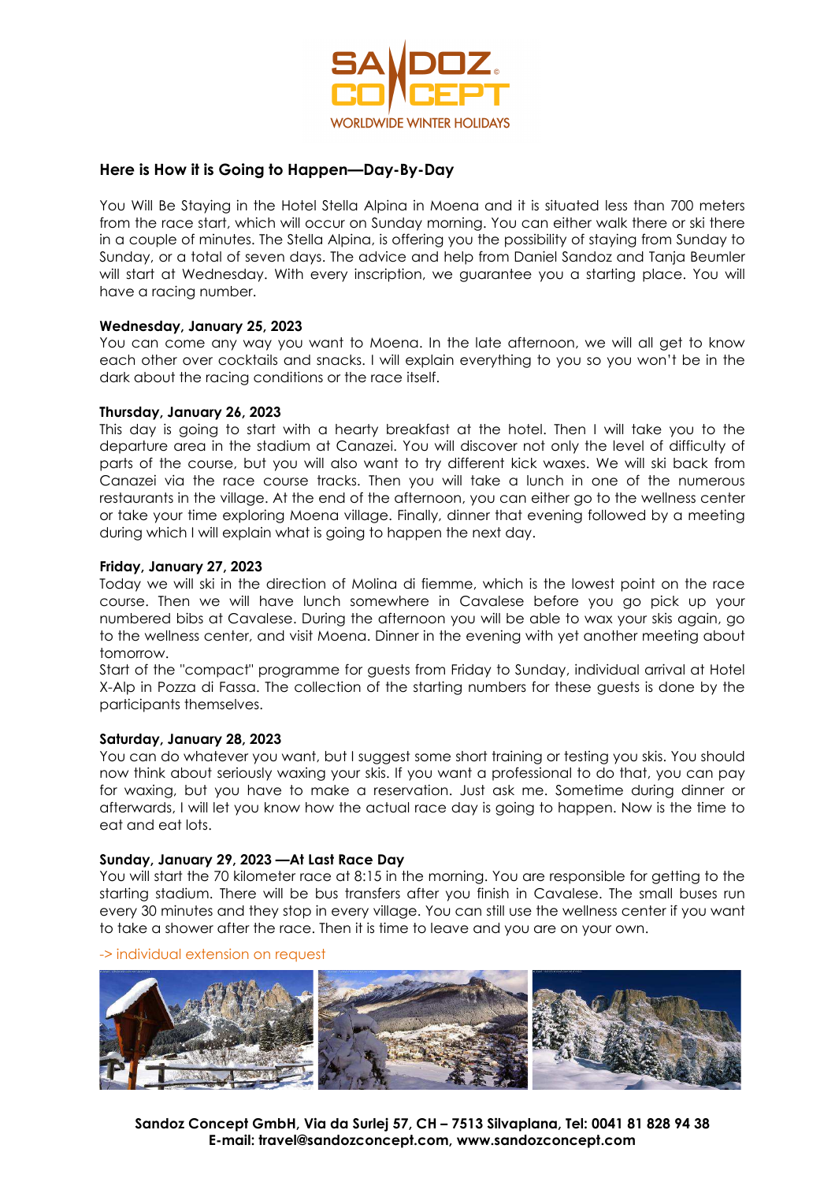## Here is How it is Going to Happen—Day-By-Day

You Will Be Staying in the Hotel Stella Alpina in Moena and it is situated less than 700 meters from the race start, which will occur on Sunday morning. You can either walk there or ski there in a couple of minutes. The Stella Alpina, is offering you the possibility of staying from Sunday to Sunday, or a total of seven days. The advice and help from Daniel Sandoz and Tanja Beumler will start at Wednesday. With every inscription, we guarantee you a starting place. You will have a racing number.

**Wednesday, January 25, 2023**
You can come any way you want to Moena. In the late afternoon, we will all get to know each other over cocktails and snacks. I will explain everything to you so you won't be in the dark about the racing conditions or the race itself.

**Thursday, January 26, 2023**
This day is going to start with a hearty breakfast at the hotel. Then I will take you to the departure area in the stadium at Canazei. You will discover not only the level of difficulty of parts of the course, but you will also want to try different kick waxes. We will ski back from Canazei via the race course tracks. Then you will take a lunch in one of the numerous restaurants in the village. At the end of the afternoon, you can either go to the wellness center or take your time exploring Moena village. Finally, dinner that evening followed by a meeting during which I will explain what is going to happen the next day.

**Friday, January 27, 2023**
Today we will ski in the direction of Molina di fiemme, which is the lowest point on the race course. Then we will have lunch somewhere in Cavalese before you go pick up your numbered bibs at Cavalese. During the afternoon you will be able to wax your skis again, go to the wellness center, and visit Moena. Dinner in the evening with yet another meeting about tomorrow.
Start of the "compact" programme for guests from Friday to Sunday, individual arrival at Hotel X-Alp in Pozza di Fassa. The collection of the starting numbers for these guests is done by the participants themselves.

**Saturday, January 28, 2023**
You can do whatever you want, but I suggest some short training or testing you skis. You should now think about seriously waxing your skis. If you want a professional to do that, you can pay for waxing, but you have to make a reservation. Just ask me. Sometime during dinner or afterwards, I will let you know how the actual race day is going to happen. Now is the time to eat and eat lots.

**Sunday, January 29, 2023 —At Last Race Day**
You will start the 70 kilometer race at 8:15 in the morning. You are responsible for getting to the starting stadium. There will be bus transfers after you finish in Cavalese. The small buses run every 30 minutes and they stop in every village. You can still use the wellness center if you want to take a shower after the race. Then it is time to leave and you are on your own.

-> individual extension on request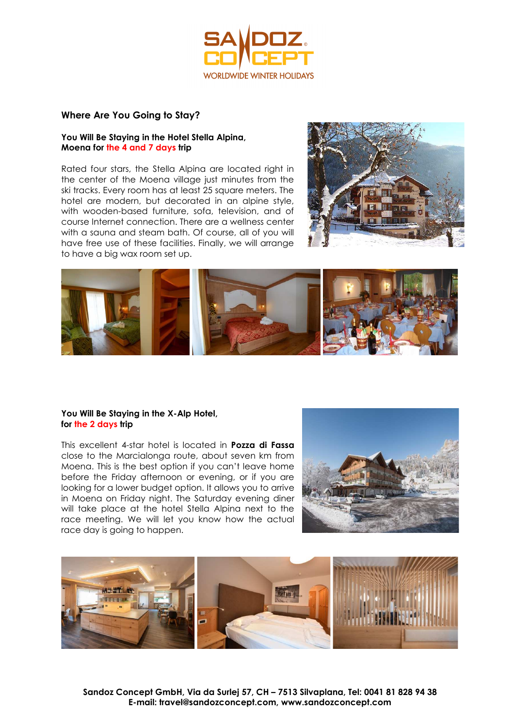## Where Are You Going to Stay?

### You Will Be Staying in the Hotel Stella Alpina, Moena for the 4 and 7 days trip

Rated four stars, the Stella Alpina are located right in the center of the Moena village just minutes from the ski tracks. Every room has at least 25 square meters. The hotel are modern, but decorated in an alpine style, with wooden-based furniture, sofa, television, and of course Internet connection. There are a wellness center with a sauna and steam bath. Of course, all of you will have free use of these facilities. Finally, we will arrange to have a big wax room set up.

### You Will Be Staying in the X-Alp Hotel, for the 2 days trip

This excellent 4-star hotel is located in **Pozza di Fassa** close to the Marcialonga route, about seven km from Moena. This is the best option if you can't leave home before the Friday afternoon or evening, or if you are looking for a lower budget option. It allows you to arrive in Moena on Friday night. The Saturday evening diner will take place at the hotel Stella Alpina next to the race meeting. We will let you know how the actual race day is going to happen.

**Sandoz Concept GmbH, Via da Surlej 57, CH – 7513 Silvaplana, Tel: 0041 81 828 94 38**
**E-mail: travel@sandozconcept.com, www.sandozconcept.com**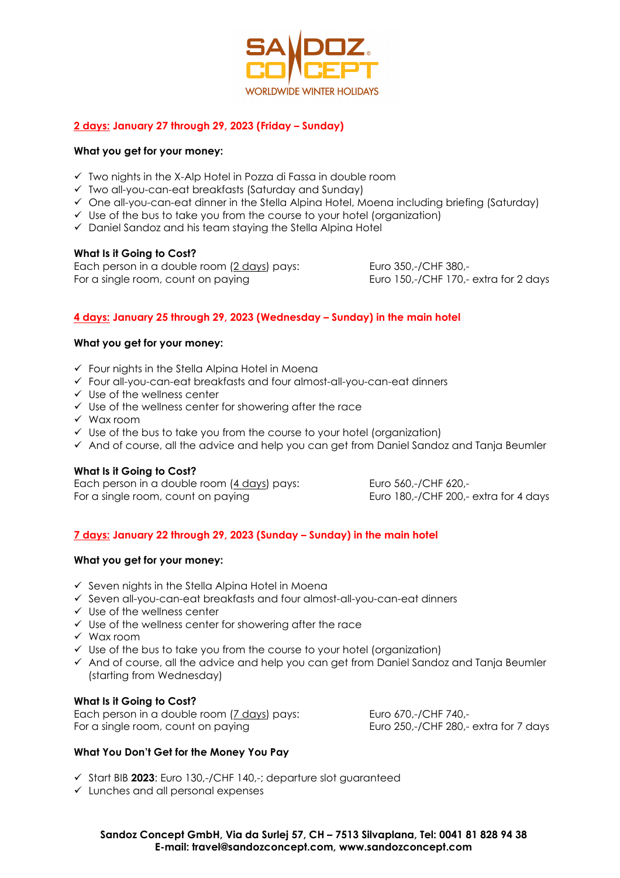SANDOZ CONCEPT
WORLDWIDE WINTER HOLIDAYS

## 2 days: January 27 through 29, 2023 (Friday – Sunday)

**What you get for your money:**

- ✓ Two nights in the X-Alp Hotel in Pozza di Fassa in double room
- ✓ Two all-you-can-eat breakfasts (Saturday and Sunday)
- ✓ One all-you-can-eat dinner in the Stella Alpina Hotel, Moena including briefing (Saturday)
- ✓ Use of the bus to take you from the course to your hotel (organization)
- ✓ Daniel Sandoz and his team staying the Stella Alpina Hotel

**What Is it Going to Cost?**

| | |
|---|---|
| Each person in a double room (2 days) pays: | Euro 350,-/CHF 380,- |
| For a single room, count on paying | Euro 150,-/CHF 170,- extra for 2 days |

## 4 days: January 25 through 29, 2023 (Wednesday – Sunday) in the main hotel

**What you get for your money:**

- ✓ Four nights in the Stella Alpina Hotel in Moena
- ✓ Four all-you-can-eat breakfasts and four almost-all-you-can-eat dinners
- ✓ Use of the wellness center
- ✓ Use of the wellness center for showering after the race
- ✓ Wax room
- ✓ Use of the bus to take you from the course to your hotel (organization)
- ✓ And of course, all the advice and help you can get from Daniel Sandoz and Tanja Beumler

**What Is it Going to Cost?**

| | |
|---|---|
| Each person in a double room (4 days) pays: | Euro 560,-/CHF 620,- |
| For a single room, count on paying | Euro 180,-/CHF 200,- extra for 4 days |

## 7 days: January 22 through 29, 2023 (Sunday – Sunday) in the main hotel

**What you get for your money:**

- ✓ Seven nights in the Stella Alpina Hotel in Moena
- ✓ Seven all-you-can-eat breakfasts and four almost-all-you-can-eat dinners
- ✓ Use of the wellness center
- ✓ Use of the wellness center for showering after the race
- ✓ Wax room
- ✓ Use of the bus to take you from the course to your hotel (organization)
- ✓ And of course, all the advice and help you can get from Daniel Sandoz and Tanja Beumler (starting from Wednesday)

**What Is it Going to Cost?**

| | |
|---|---|
| Each person in a double room (7 days) pays: | Euro 670,-/CHF 740,- |
| For a single room, count on paying | Euro 250,-/CHF 280,- extra for 7 days |

**What You Don't Get for the Money You Pay**

- ✓ Start BIB **2023**: Euro 130,-/CHF 140,-; departure slot guaranteed
- ✓ Lunches and all personal expenses

**Sandoz Concept GmbH, Via da Surlej 57, CH – 7513 Silvaplana, Tel: 0041 81 828 94 38**
**E-mail: travel@sandozconcept.com, www.sandozconcept.com**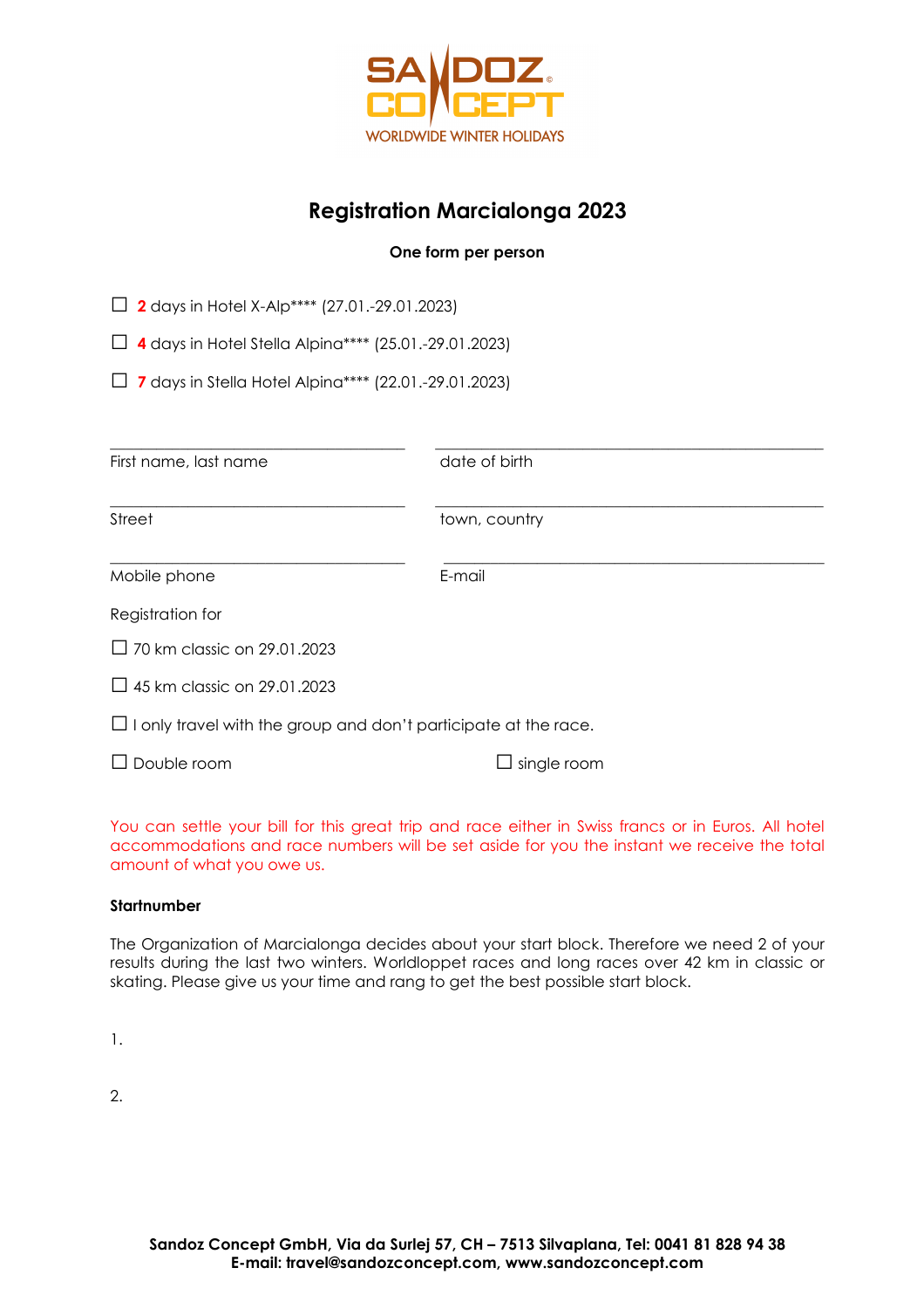SANDOZ CONCEPT
WORLDWIDE WINTER HOLIDAYS

# Registration Marcialonga 2023

**One form per person**

☐ **2** days in Hotel X-Alp**** (27.01.-29.01.2023)

☐ **4** days in Hotel Stella Alpina**** (25.01.-29.01.2023)

☐ **7** days in Stella Hotel Alpina**** (22.01.-29.01.2023)

| | |
|---|---|
| First name, last name | date of birth |
| Street | town, country |
| Mobile phone | E-mail |

Registration for

☐ 70 km classic on 29.01.2023

☐ 45 km classic on 29.01.2023

☐ I only travel with the group and don't participate at the race.

☐ Double room ☐ single room

You can settle your bill for this great trip and race either in Swiss francs or in Euros. All hotel accommodations and race numbers will be set aside for you the instant we receive the total amount of what you owe us.

**Startnumber**

The Organization of Marcialonga decides about your start block. Therefore we need 2 of your results during the last two winters. Worldloppet races and long races over 42 km in classic or skating. Please give us your time and rang to get the best possible start block.

1.

2.

**Sandoz Concept GmbH, Via da Surlej 57, CH – 7513 Silvaplana, Tel: 0041 81 828 94 38**
**E-mail: travel@sandozconcept.com, www.sandozconcept.com**